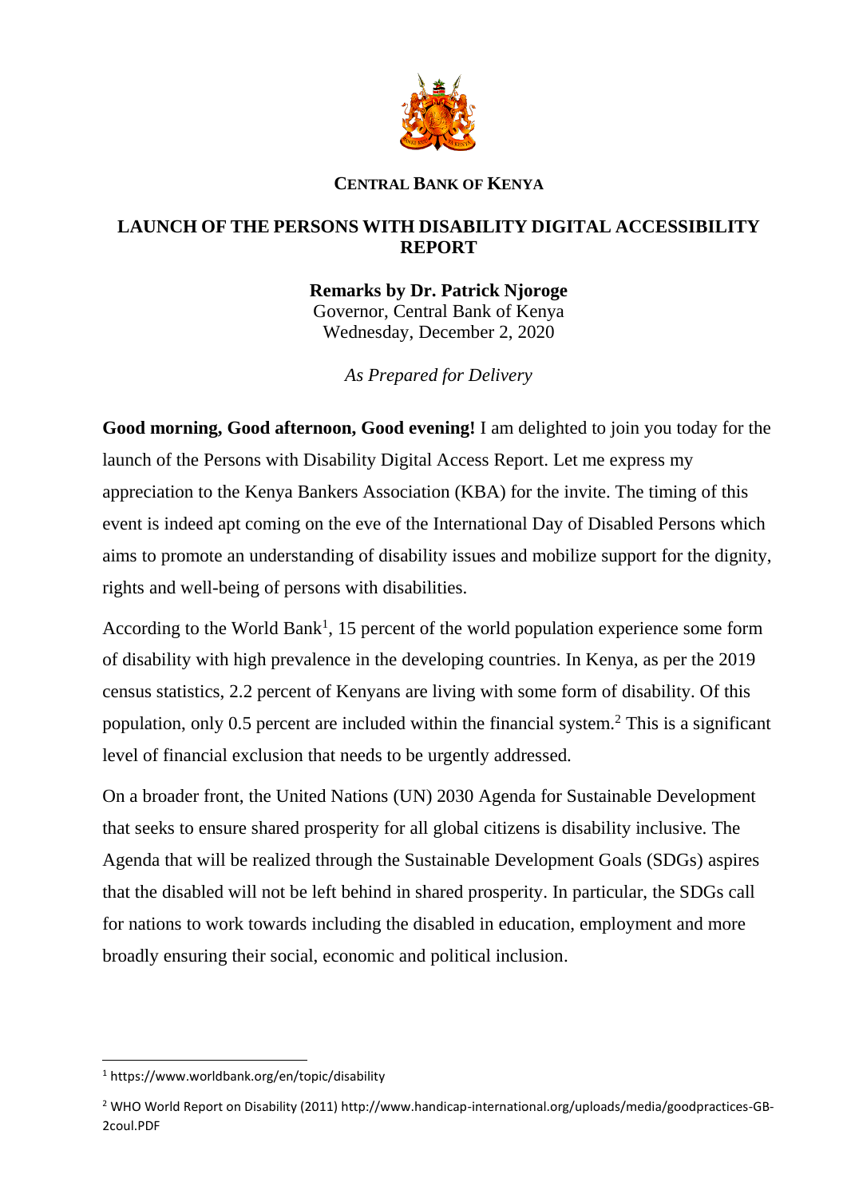**CENTRAL BANK OF KENYA**

# LAUNCH OF THE PERSONS WITH DISABILITY DIGITAL ACCESSIBILITY REPORT

**Remarks by Dr. Patrick Njoroge**
Governor, Central Bank of Kenya
Wednesday, December 2, 2020

*As Prepared for Delivery*

**Good morning, Good afternoon, Good evening!** I am delighted to join you today for the launch of the Persons with Disability Digital Access Report. Let me express my appreciation to the Kenya Bankers Association (KBA) for the invite. The timing of this event is indeed apt coming on the eve of the International Day of Disabled Persons which aims to promote an understanding of disability issues and mobilize support for the dignity, rights and well-being of persons with disabilities.

According to the World Bank[1], 15 percent of the world population experience some form of disability with high prevalence in the developing countries. In Kenya, as per the 2019 census statistics, 2.2 percent of Kenyans are living with some form of disability. Of this population, only 0.5 percent are included within the financial system.[2] This is a significant level of financial exclusion that needs to be urgently addressed.

On a broader front, the United Nations (UN) 2030 Agenda for Sustainable Development that seeks to ensure shared prosperity for all global citizens is disability inclusive. The Agenda that will be realized through the Sustainable Development Goals (SDGs) aspires that the disabled will not be left behind in shared prosperity. In particular, the SDGs call for nations to work towards including the disabled in education, employment and more broadly ensuring their social, economic and political inclusion.

---

[1] https://www.worldbank.org/en/topic/disability

[2] WHO World Report on Disability (2011) http://www.handicap-international.org/uploads/media/goodpractices-GB-2coul.PDF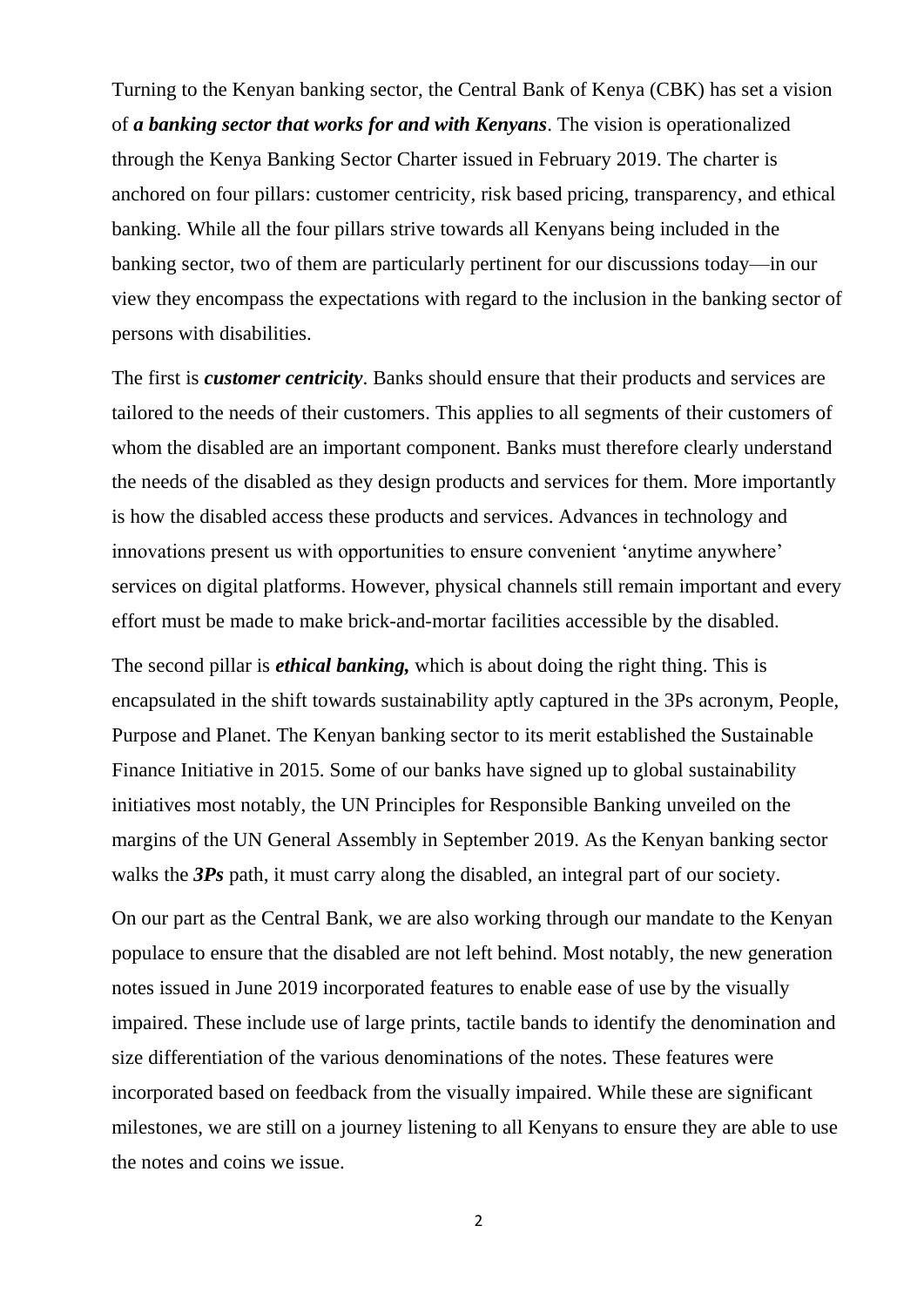Turning to the Kenyan banking sector, the Central Bank of Kenya (CBK) has set a vision of ***a banking sector that works for and with Kenyans***. The vision is operationalized through the Kenya Banking Sector Charter issued in February 2019. The charter is anchored on four pillars: customer centricity, risk based pricing, transparency, and ethical banking. While all the four pillars strive towards all Kenyans being included in the banking sector, two of them are particularly pertinent for our discussions today—in our view they encompass the expectations with regard to the inclusion in the banking sector of persons with disabilities.

The first is ***customer centricity***. Banks should ensure that their products and services are tailored to the needs of their customers. This applies to all segments of their customers of whom the disabled are an important component. Banks must therefore clearly understand the needs of the disabled as they design products and services for them. More importantly is how the disabled access these products and services. Advances in technology and innovations present us with opportunities to ensure convenient 'anytime anywhere' services on digital platforms. However, physical channels still remain important and every effort must be made to make brick-and-mortar facilities accessible by the disabled.

The second pillar is ***ethical banking,*** which is about doing the right thing. This is encapsulated in the shift towards sustainability aptly captured in the 3Ps acronym, People, Purpose and Planet. The Kenyan banking sector to its merit established the Sustainable Finance Initiative in 2015. Some of our banks have signed up to global sustainability initiatives most notably, the UN Principles for Responsible Banking unveiled on the margins of the UN General Assembly in September 2019. As the Kenyan banking sector walks the ***3Ps*** path, it must carry along the disabled, an integral part of our society.

On our part as the Central Bank, we are also working through our mandate to the Kenyan populace to ensure that the disabled are not left behind. Most notably, the new generation notes issued in June 2019 incorporated features to enable ease of use by the visually impaired. These include use of large prints, tactile bands to identify the denomination and size differentiation of the various denominations of the notes. These features were incorporated based on feedback from the visually impaired. While these are significant milestones, we are still on a journey listening to all Kenyans to ensure they are able to use the notes and coins we issue.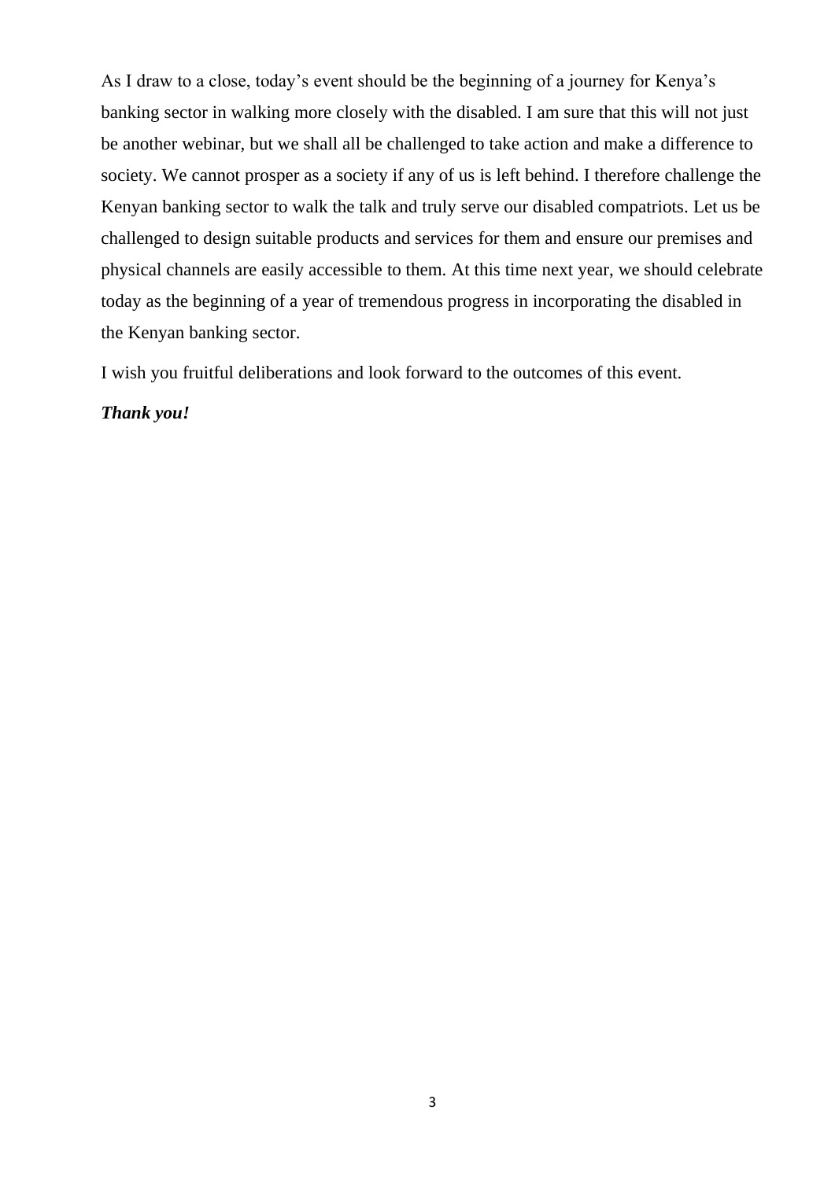As I draw to a close, today's event should be the beginning of a journey for Kenya's banking sector in walking more closely with the disabled. I am sure that this will not just be another webinar, but we shall all be challenged to take action and make a difference to society. We cannot prosper as a society if any of us is left behind. I therefore challenge the Kenyan banking sector to walk the talk and truly serve our disabled compatriots. Let us be challenged to design suitable products and services for them and ensure our premises and physical channels are easily accessible to them. At this time next year, we should celebrate today as the beginning of a year of tremendous progress in incorporating the disabled in the Kenyan banking sector.

I wish you fruitful deliberations and look forward to the outcomes of this event.

***Thank you!***